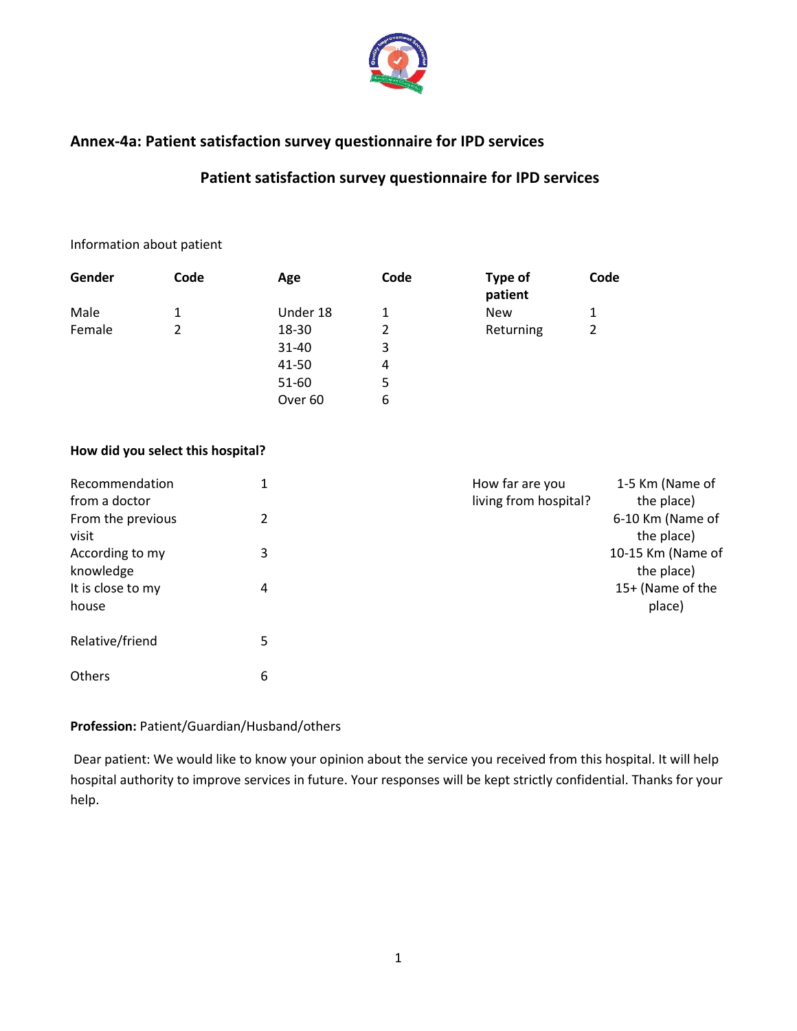## Annex-4a: Patient satisfaction survey questionnaire for IPD services

### Patient satisfaction survey questionnaire for IPD services

Information about patient

| Gender | Code | Age | Code | Type of patient | Code |
|---|---|---|---|---|---|
| Male | 1 | Under 18 | 1 | New | 1 |
| Female | 2 | 18-30 | 2 | Returning | 2 |
| | | 31-40 | 3 | | |
| | | 41-50 | 4 | | |
| | | 51-60 | 5 | | |
| | | Over 60 | 6 | | |

**How did you select this hospital?**

| | | | |
|---|---|---|---|
| Recommendation from a doctor | 1 | How far are you living from hospital? | 1-5 Km (Name of the place) |
| From the previous visit | 2 | | 6-10 Km (Name of the place) |
| According to my knowledge | 3 | | 10-15 Km (Name of the place) |
| It is close to my house | 4 | | 15+ (Name of the place) |
| Relative/friend | 5 | | |
| Others | 6 | | |

**Profession:** Patient/Guardian/Husband/others

Dear patient: We would like to know your opinion about the service you received from this hospital. It will help hospital authority to improve services in future. Your responses will be kept strictly confidential. Thanks for your help.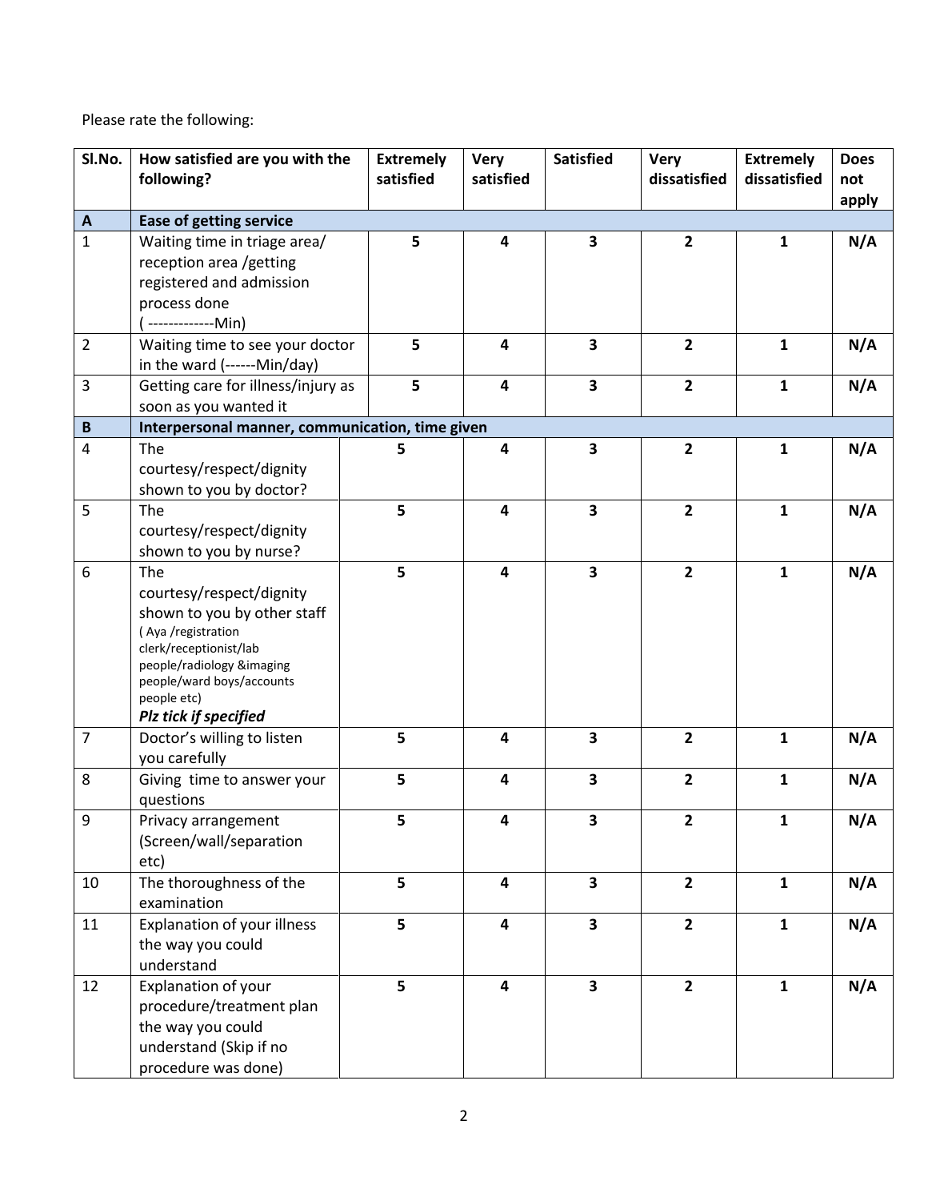Please rate the following:

| Sl.No. | How satisfied are you with the following? | Extremely satisfied | Very satisfied | Satisfied | Very dissatisfied | Extremely dissatisfied | Does not apply |
|---|---|---|---|---|---|---|---|
| **A** | **Ease of getting service** | | | | | | |
| 1 | Waiting time in triage area/ reception area /getting registered and admission process done ( -------------Min) | **5** | **4** | **3** | **2** | **1** | **N/A** |
| 2 | Waiting time to see your doctor in the ward (------Min/day) | **5** | **4** | **3** | **2** | **1** | **N/A** |
| 3 | Getting care for illness/injury as soon as you wanted it | **5** | **4** | **3** | **2** | **1** | **N/A** |
| **B** | **Interpersonal manner, communication, time given** | | | | | | |
| 4 | The courtesy/respect/dignity shown to you by doctor? | **5** | **4** | **3** | **2** | **1** | **N/A** |
| 5 | The courtesy/respect/dignity shown to you by nurse? | **5** | **4** | **3** | **2** | **1** | **N/A** |
| 6 | The courtesy/respect/dignity shown to you by other staff ( Aya /registration clerk/receptionist/lab people/radiology &imaging people/ward boys/accounts people etc) ***Plz tick if specified*** | **5** | **4** | **3** | **2** | **1** | **N/A** |
| 7 | Doctor's willing to listen you carefully | **5** | **4** | **3** | **2** | **1** | **N/A** |
| 8 | Giving time to answer your questions | **5** | **4** | **3** | **2** | **1** | **N/A** |
| 9 | Privacy arrangement (Screen/wall/separation etc) | **5** | **4** | **3** | **2** | **1** | **N/A** |
| 10 | The thoroughness of the examination | **5** | **4** | **3** | **2** | **1** | **N/A** |
| 11 | Explanation of your illness the way you could understand | **5** | **4** | **3** | **2** | **1** | **N/A** |
| 12 | Explanation of your procedure/treatment plan the way you could understand (Skip if no procedure was done) | **5** | **4** | **3** | **2** | **1** | **N/A** |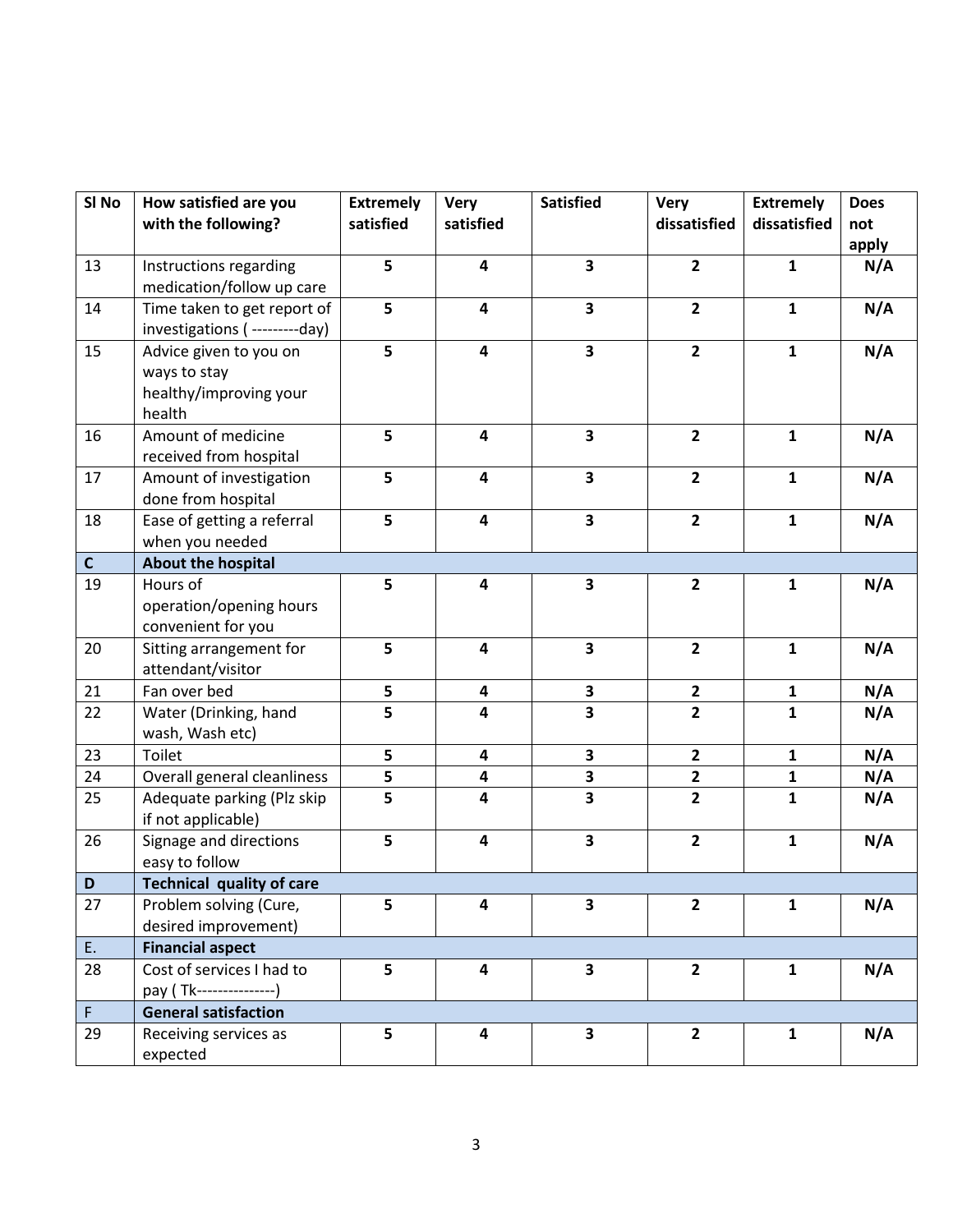| Sl No | How satisfied are you with the following? | Extremely satisfied | Very satisfied | Satisfied | Very dissatisfied | Extremely dissatisfied | Does not apply |
|---|---|---|---|---|---|---|---|
| 13 | Instructions regarding medication/follow up care | **5** | **4** | **3** | **2** | **1** | **N/A** |
| 14 | Time taken to get report of investigations ( ---------day) | **5** | **4** | **3** | **2** | **1** | **N/A** |
| 15 | Advice given to you on ways to stay healthy/improving your health | **5** | **4** | **3** | **2** | **1** | **N/A** |
| 16 | Amount of medicine received from hospital | **5** | **4** | **3** | **2** | **1** | **N/A** |
| 17 | Amount of investigation done from hospital | **5** | **4** | **3** | **2** | **1** | **N/A** |
| 18 | Ease of getting a referral when you needed | **5** | **4** | **3** | **2** | **1** | **N/A** |
| **C** | **About the hospital** | | | | | | |
| 19 | Hours of operation/opening hours convenient for you | **5** | **4** | **3** | **2** | **1** | **N/A** |
| 20 | Sitting arrangement for attendant/visitor | **5** | **4** | **3** | **2** | **1** | **N/A** |
| 21 | Fan over bed | **5** | **4** | **3** | **2** | **1** | **N/A** |
| 22 | Water (Drinking, hand wash, Wash etc) | **5** | **4** | **3** | **2** | **1** | **N/A** |
| 23 | Toilet | **5** | **4** | **3** | **2** | **1** | **N/A** |
| 24 | Overall general cleanliness | **5** | **4** | **3** | **2** | **1** | **N/A** |
| 25 | Adequate parking (Plz skip if not applicable) | **5** | **4** | **3** | **2** | **1** | **N/A** |
| 26 | Signage and directions easy to follow | **5** | **4** | **3** | **2** | **1** | **N/A** |
| **D** | **Technical quality of care** | | | | | | |
| 27 | Problem solving (Cure, desired improvement) | **5** | **4** | **3** | **2** | **1** | **N/A** |
| E. | **Financial aspect** | | | | | | |
| 28 | Cost of services I had to pay ( Tk---------------) | **5** | **4** | **3** | **2** | **1** | **N/A** |
| F | **General satisfaction** | | | | | | |
| 29 | Receiving services as expected | **5** | **4** | **3** | **2** | **1** | **N/A** |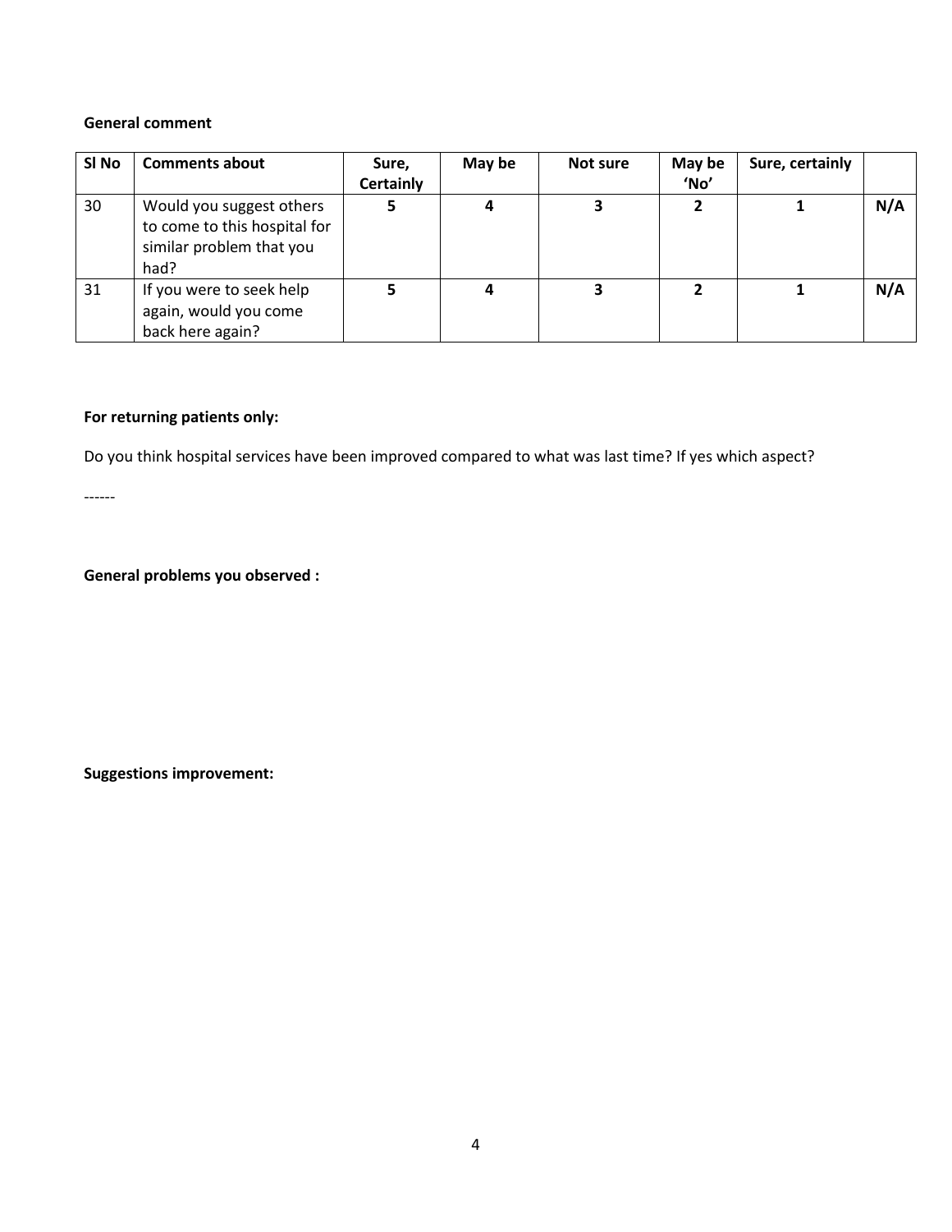**General comment**

| Sl No | Comments about | Sure, Certainly | May be | Not sure | May be 'No' | Sure, certainly | |
|---|---|---|---|---|---|---|---|
| 30 | Would you suggest others to come to this hospital for similar problem that you had? | **5** | **4** | **3** | **2** | **1** | **N/A** |
| 31 | If you were to seek help again, would you come back here again? | **5** | **4** | **3** | **2** | **1** | **N/A** |

**For returning patients only:**

Do you think hospital services have been improved compared to what was last time? If yes which aspect?

------

**General problems you observed :**

**Suggestions improvement:**